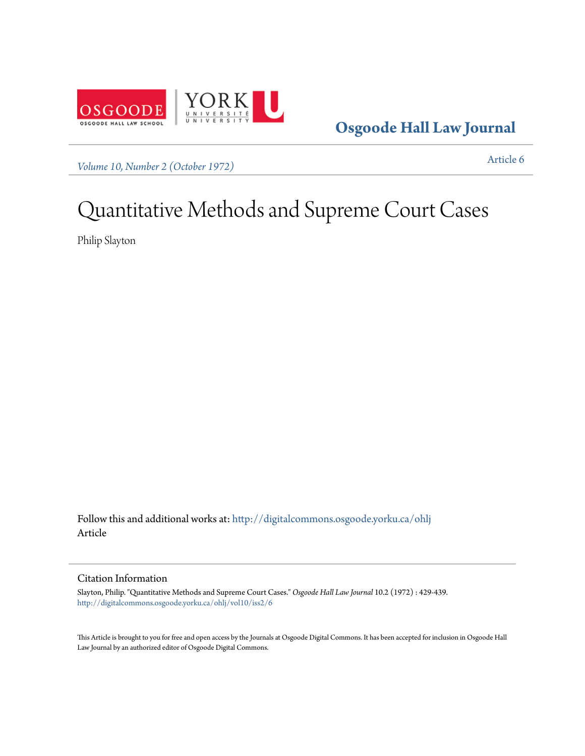Osgoode Hall Law Journal

*Volume 10, Number 2 (October 1972)*

Article 6

# Quantitative Methods and Supreme Court Cases

Philip Slayton

Follow this and additional works at: http://digitalcommons.osgoode.yorku.ca/ohlj
Article

## Citation Information

Slayton, Philip. "Quantitative Methods and Supreme Court Cases." *Osgoode Hall Law Journal* 10.2 (1972) : 429-439.
http://digitalcommons.osgoode.yorku.ca/ohlj/vol10/iss2/6

This Article is brought to you for free and open access by the Journals at Osgoode Digital Commons. It has been accepted for inclusion in Osgoode Hall Law Journal by an authorized editor of Osgoode Digital Commons.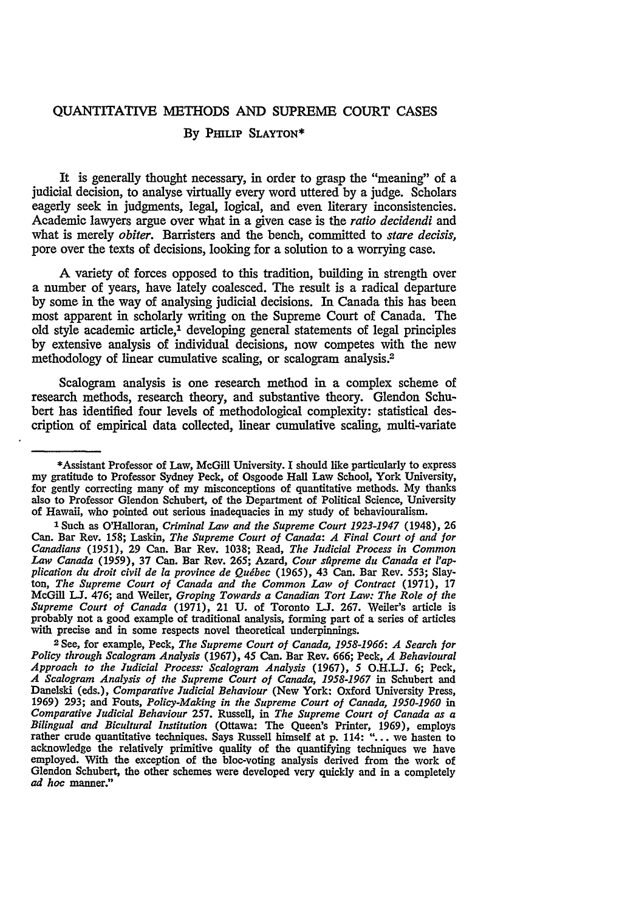# QUANTITATIVE METHODS AND SUPREME COURT CASES

By PHILIP SLAYTON*

It is generally thought necessary, in order to grasp the "meaning" of a judicial decision, to analyse virtually every word uttered by a judge. Scholars eagerly seek in judgments, legal, logical, and even literary inconsistencies. Academic lawyers argue over what in a given case is the *ratio decidendi* and what is merely *obiter*. Barristers and the bench, committed to *stare decisis*, pore over the texts of decisions, looking for a solution to a worrying case.

A variety of forces opposed to this tradition, building in strength over a number of years, have lately coalesced. The result is a radical departure by some in the way of analysing judicial decisions. In Canada this has been most apparent in scholarly writing on the Supreme Court of Canada. The old style academic article,[1] developing general statements of legal principles by extensive analysis of individual decisions, now competes with the new methodology of linear cumulative scaling, or scalogram analysis.[2]

Scalogram analysis is one research method in a complex scheme of research methods, research theory, and substantive theory. Glendon Schubert has identified four levels of methodological complexity: statistical description of empirical data collected, linear cumulative scaling, multi-variate

---

*Assistant Professor of Law, McGill University. I should like particularly to express my gratitude to Professor Sydney Peck, of Osgoode Hall Law School, York University, for gently correcting many of my misconceptions of quantitative methods. My thanks also to Professor Glendon Schubert, of the Department of Political Science, University of Hawaii, who pointed out serious inadequacies in my study of behaviouralism.

[1] Such as O'Halloran, *Criminal Law and the Supreme Court 1923-1947* (1948), 26 Can. Bar Rev. 158; Laskin, *The Supreme Court of Canada: A Final Court of and for Canadians* (1951), 29 Can. Bar Rev. 1038; Read, *The Judicial Process in Common Law Canada* (1959), 37 Can. Bar Rev. 265; Azard, *Cour sûpreme du Canada et l'application du droit civil de la province de Québec* (1965), 43 Can. Bar Rev. 553; Slayton, *The Supreme Court of Canada and the Common Law of Contract* (1971), 17 McGill L.J. 476; and Weiler, *Groping Towards a Canadian Tort Law: The Role of the Supreme Court of Canada* (1971), 21 U. of Toronto L.J. 267. Weiler's article is probably not a good example of traditional analysis, forming part of a series of articles with precise and in some respects novel theoretical underpinnings.

[2] See, for example, Peck, *The Supreme Court of Canada, 1958-1966: A Search for Policy through Scalogram Analysis* (1967), 45 Can. Bar Rev. 666; Peck, *A Behavioural Approach to the Judicial Process: Scalogram Analysis* (1967), 5 O.H.L.J. 6; Peck, *A Scalogram Analysis of the Supreme Court of Canada, 1958-1967* in Schubert and Danelski (eds.), *Comparative Judicial Behaviour* (New York: Oxford University Press, 1969) 293; and Fouts, *Policy-Making in the Supreme Court of Canada, 1950-1960* in *Comparative Judicial Behaviour* 257. Russell, in *The Supreme Court of Canada as a Bilingual and Bicultural Institution* (Ottawa: The Queen's Printer, 1969), employs rather crude quantitative techniques. Says Russell himself at p. 114: "... we hasten to acknowledge the relatively primitive quality of the quantifying techniques we have employed. With the exception of the bloc-voting analysis derived from the work of Glendon Schubert, the other schemes were developed very quickly and in a completely *ad hoc* manner."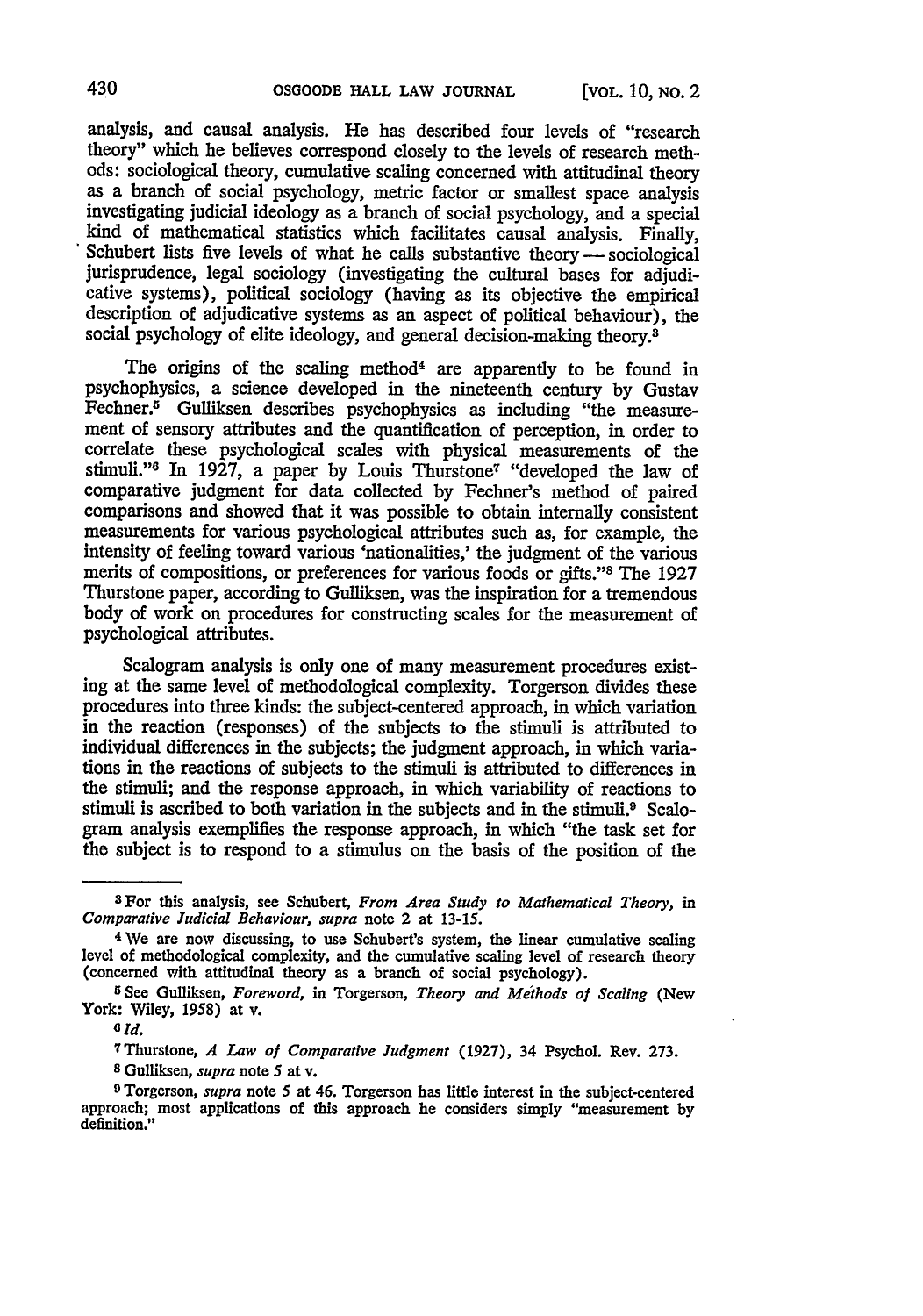analysis, and causal analysis. He has described four levels of "research theory" which he believes correspond closely to the levels of research methods: sociological theory, cumulative scaling concerned with attitudinal theory as a branch of social psychology, metric factor or smallest space analysis investigating judicial ideology as a branch of social psychology, and a special kind of mathematical statistics which facilitates causal analysis. Finally, Schubert lists five levels of what he calls substantive theory — sociological jurisprudence, legal sociology (investigating the cultural bases for adjudicative systems), political sociology (having as its objective the empirical description of adjudicative systems as an aspect of political behaviour), the social psychology of elite ideology, and general decision-making theory.[3]

The origins of the scaling method[4] are apparently to be found in psychophysics, a science developed in the nineteenth century by Gustav Fechner.[5] Gulliksen describes psychophysics as including "the measurement of sensory attributes and the quantification of perception, in order to correlate these psychological scales with physical measurements of the stimuli."[6] In 1927, a paper by Louis Thurstone[7] "developed the law of comparative judgment for data collected by Fechner's method of paired comparisons and showed that it was possible to obtain internally consistent measurements for various psychological attributes such as, for example, the intensity of feeling toward various 'nationalities,' the judgment of the various merits of compositions, or preferences for various foods or gifts."[8] The 1927 Thurstone paper, according to Gulliksen, was the inspiration for a tremendous body of work on procedures for constructing scales for the measurement of psychological attributes.

Scalogram analysis is only one of many measurement procedures existing at the same level of methodological complexity. Torgerson divides these procedures into three kinds: the subject-centered approach, in which variation in the reaction (responses) of the subjects to the stimuli is attributed to individual differences in the subjects; the judgment approach, in which variations in the reactions of subjects to the stimuli is attributed to differences in the stimuli; and the response approach, in which variability of reactions to stimuli is ascribed to both variation in the subjects and in the stimuli.[9] Scalogram analysis exemplifies the response approach, in which "the task set for the subject is to respond to a stimulus on the basis of the position of the

---

[3] For this analysis, see Schubert, *From Area Study to Mathematical Theory*, in *Comparative Judicial Behaviour*, *supra* note 2 at 13-15.

[4] We are now discussing, to use Schubert's system, the linear cumulative scaling level of methodological complexity, and the cumulative scaling level of research theory (concerned with attitudinal theory as a branch of social psychology).

[5] See Gulliksen, *Foreword*, in Torgerson, *Theory and Methods of Scaling* (New York: Wiley, 1958) at v.

[6] *Id.*

[7] Thurstone, *A Law of Comparative Judgment* (1927), 34 Psychol. Rev. 273.

[8] Gulliksen, *supra* note 5 at v.

[9] Torgerson, *supra* note 5 at 46. Torgerson has little interest in the subject-centered approach; most applications of this approach he considers simply "measurement by definition."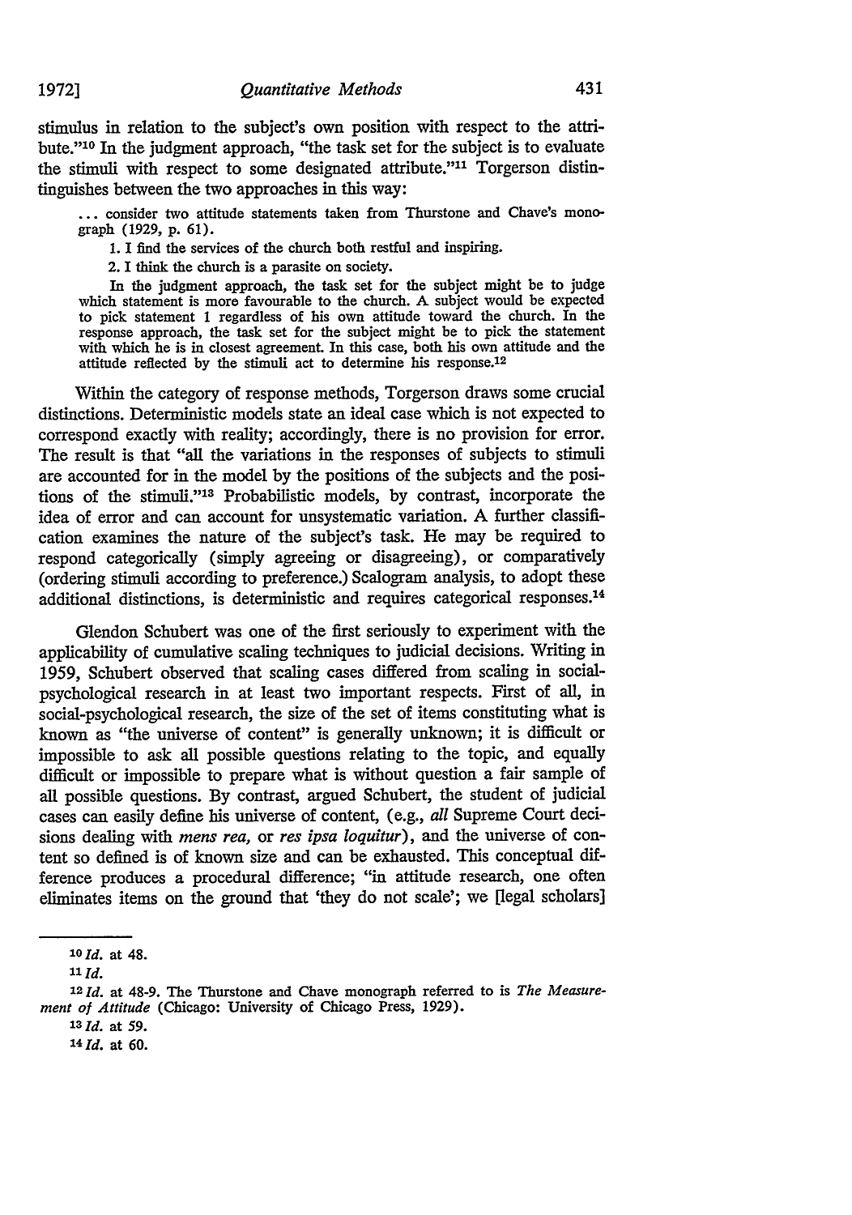stimulus in relation to the subject's own position with respect to the attribute."[10] In the judgment approach, "the task set for the subject is to evaluate the stimuli with respect to some designated attribute."[11] Torgerson distinguishes between the two approaches in this way:

> ... consider two attitude statements taken from Thurstone and Chave's monograph (1929, p. 61).
>
> 1. I find the services of the church both restful and inspiring.
>
> 2. I think the church is a parasite on society.
>
> In the judgment approach, the task set for the subject might be to judge which statement is more favourable to the church. A subject would be expected to pick statement 1 regardless of his own attitude toward the church. In the response approach, the task set for the subject might be to pick the statement with which he is in closest agreement. In this case, both his own attitude and the attitude reflected by the stimuli act to determine his response.[12]

Within the category of response methods, Torgerson draws some crucial distinctions. Deterministic models state an ideal case which is not expected to correspond exactly with reality; accordingly, there is no provision for error. The result is that "all the variations in the responses of subjects to stimuli are accounted for in the model by the positions of the subjects and the positions of the stimuli."[13] Probabilistic models, by contrast, incorporate the idea of error and can account for unsystematic variation. A further classification examines the nature of the subject's task. He may be required to respond categorically (simply agreeing or disagreeing), or comparatively (ordering stimuli according to preference.) Scalogram analysis, to adopt these additional distinctions, is deterministic and requires categorical responses.[14]

Glendon Schubert was one of the first seriously to experiment with the applicability of cumulative scaling techniques to judicial decisions. Writing in 1959, Schubert observed that scaling cases differed from scaling in social-psychological research in at least two important respects. First of all, in social-psychological research, the size of the set of items constituting what is known as "the universe of content" is generally unknown; it is difficult or impossible to ask all possible questions relating to the topic, and equally difficult or impossible to prepare what is without question a fair sample of all possible questions. By contrast, argued Schubert, the student of judicial cases can easily define his universe of content, (e.g., *all* Supreme Court decisions dealing with *mens rea,* or *res ipsa loquitur*), and the universe of content so defined is of known size and can be exhausted. This conceptual difference produces a procedural difference; "in attitude research, one often eliminates items on the ground that 'they do not scale'; we [legal scholars]

---

[10] *Id.* at 48.

[11] *Id.*

[12] *Id.* at 48-9. The Thurstone and Chave monograph referred to is *The Measurement of Attitude* (Chicago: University of Chicago Press, 1929).

[13] *Id.* at 59.

[14] *Id.* at 60.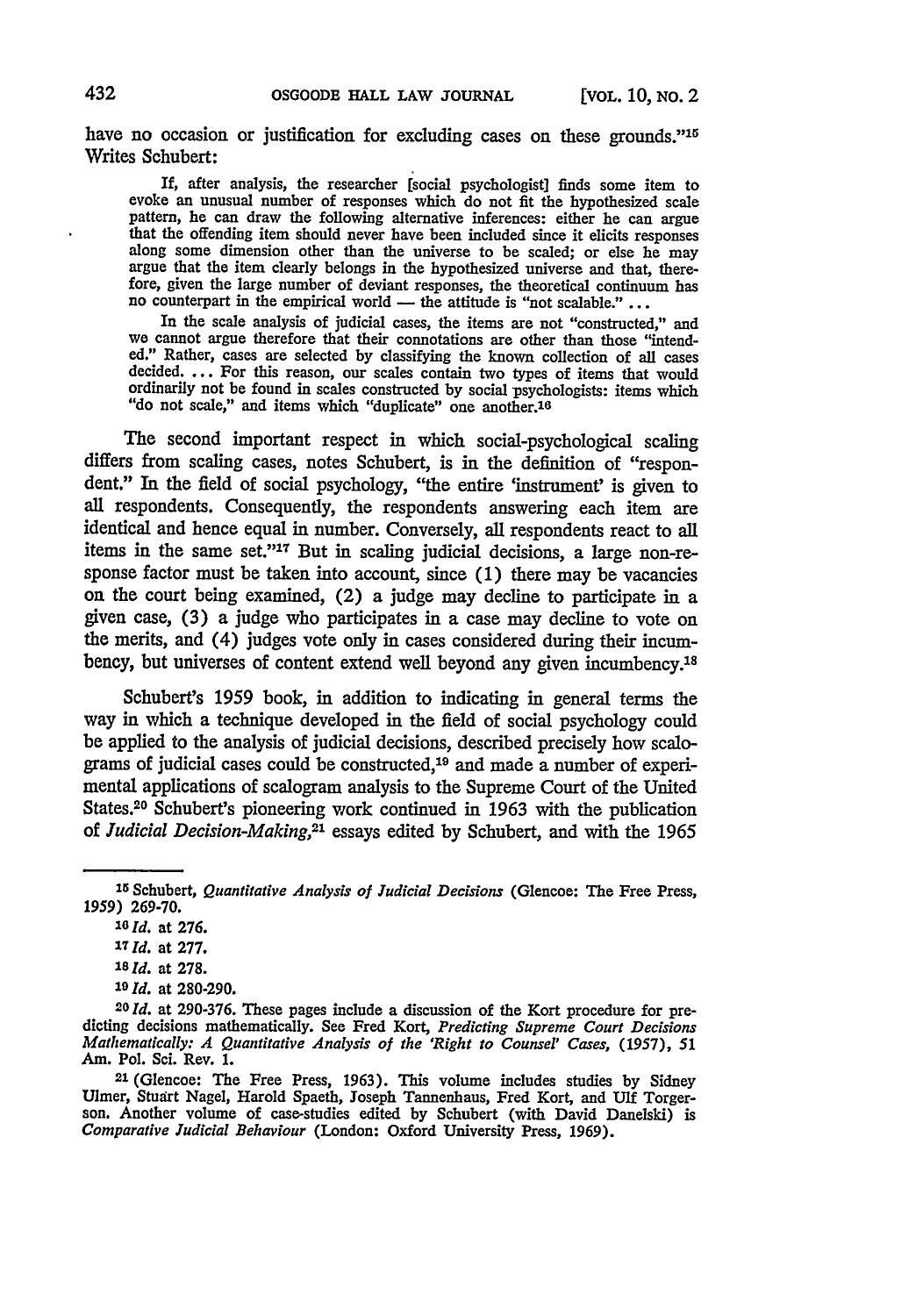have no occasion or justification for excluding cases on these grounds."[15] Writes Schubert:

> If, after analysis, the researcher [social psychologist] finds some item to evoke an unusual number of responses which do not fit the hypothesized scale pattern, he can draw the following alternative inferences: either he can argue that the offending item should never have been included since it elicits responses along some dimension other than the universe to be scaled; or else he may argue that the item clearly belongs in the hypothesized universe and that, therefore, given the large number of deviant responses, the theoretical continuum has no counterpart in the empirical world — the attitude is "not scalable." ...
>
> In the scale analysis of judicial cases, the items are not "constructed," and we cannot argue therefore that their connotations are other than those "intended." Rather, cases are selected by classifying the known collection of all cases decided. ... For this reason, our scales contain two types of items that would ordinarily not be found in scales constructed by social psychologists: items which "do not scale," and items which "duplicate" one another.[16]

The second important respect in which social-psychological scaling differs from scaling cases, notes Schubert, is in the definition of "respondent." In the field of social psychology, "the entire 'instrument' is given to all respondents. Consequently, the respondents answering each item are identical and hence equal in number. Conversely, all respondents react to all items in the same set."[17] But in scaling judicial decisions, a large non-response factor must be taken into account, since (1) there may be vacancies on the court being examined, (2) a judge may decline to participate in a given case, (3) a judge who participates in a case may decline to vote on the merits, and (4) judges vote only in cases considered during their incumbency, but universes of content extend well beyond any given incumbency.[18]

Schubert's 1959 book, in addition to indicating in general terms the way in which a technique developed in the field of social psychology could be applied to the analysis of judicial decisions, described precisely how scalograms of judicial cases could be constructed,[19] and made a number of experimental applications of scalogram analysis to the Supreme Court of the United States.[20] Schubert's pioneering work continued in 1963 with the publication of *Judicial Decision-Making*,[21] essays edited by Schubert, and with the 1965

---

[15] Schubert, *Quantitative Analysis of Judicial Decisions* (Glencoe: The Free Press, 1959) 269-70.

[16] *Id.* at 276.

[17] *Id.* at 277.

[18] *Id.* at 278.

[19] *Id.* at 280-290.

[20] *Id.* at 290-376. These pages include a discussion of the Kort procedure for predicting decisions mathematically. See Fred Kort, *Predicting Supreme Court Decisions Mathematically: A Quantitative Analysis of the 'Right to Counsel' Cases*, (1957), 51 Am. Pol. Sci. Rev. 1.

[21] (Glencoe: The Free Press, 1963). This volume includes studies by Sidney Ulmer, Stuart Nagel, Harold Spaeth, Joseph Tannenhaus, Fred Kort, and Ulf Torgerson. Another volume of case-studies edited by Schubert (with David Danelski) is *Comparative Judicial Behaviour* (London: Oxford University Press, 1969).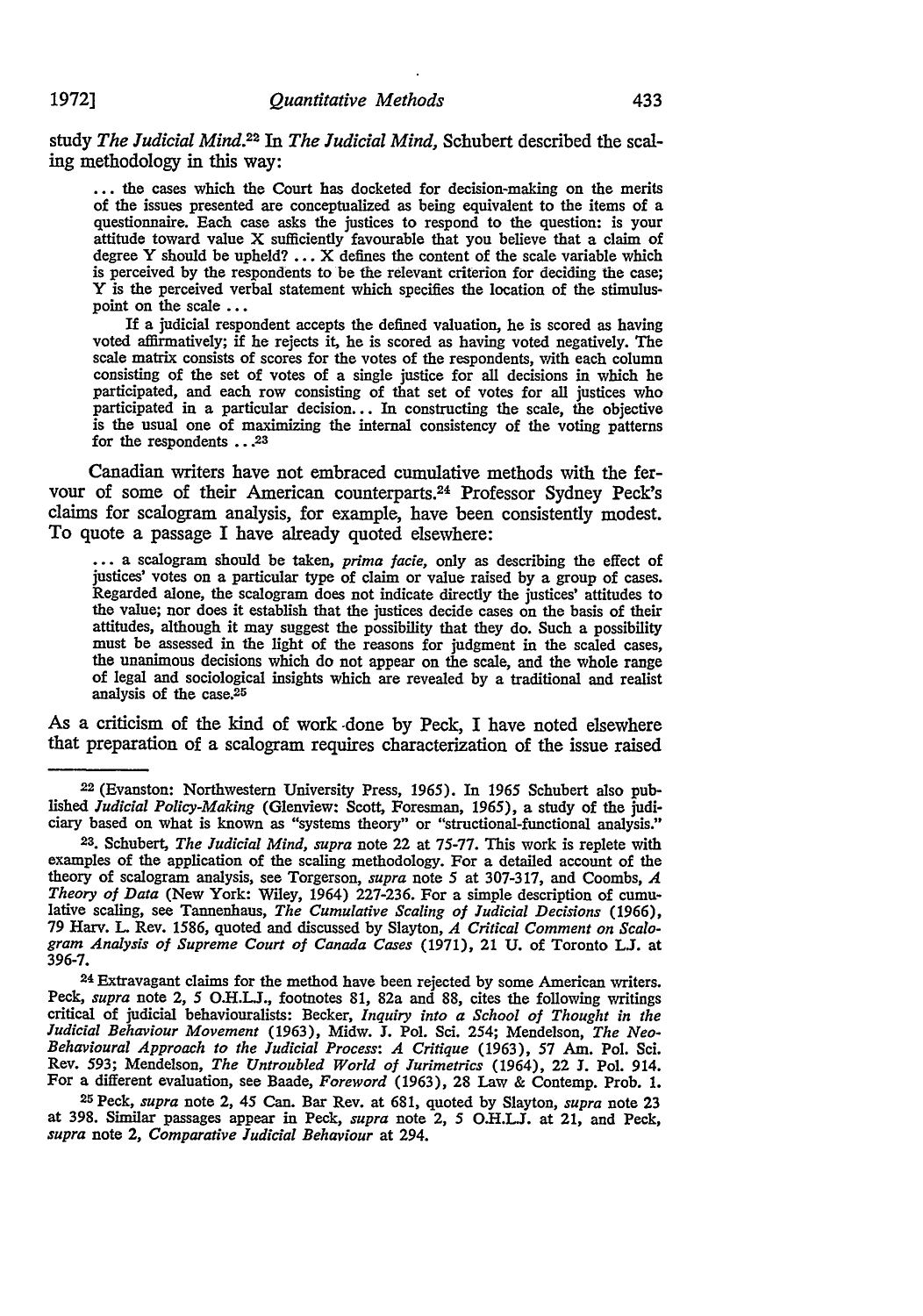study *The Judicial Mind*.[22] In *The Judicial Mind*, Schubert described the scaling methodology in this way:

> ... the cases which the Court has docketed for decision-making on the merits of the issues presented are conceptualized as being equivalent to the items of a questionnaire. Each case asks the justices to respond to the question: is your attitude toward value X sufficiently favourable that you believe that a claim of degree Y should be upheld? ... X defines the content of the scale variable which is perceived by the respondents to be the relevant criterion for deciding the case; Y is the perceived verbal statement which specifies the location of the stimulus-point on the scale ...
>
> If a judicial respondent accepts the defined valuation, he is scored as having voted affirmatively; if he rejects it, he is scored as having voted negatively. The scale matrix consists of scores for the votes of the respondents, with each column consisting of the set of votes of a single justice for all decisions in which he participated, and each row consisting of that set of votes for all justices who participated in a particular decision... In constructing the scale, the objective is the usual one of maximizing the internal consistency of the voting patterns for the respondents ...[23]

Canadian writers have not embraced cumulative methods with the fervour of some of their American counterparts.[24] Professor Sydney Peck's claims for scalogram analysis, for example, have been consistently modest. To quote a passage I have already quoted elsewhere:

> ... a scalogram should be taken, *prima facie*, only as describing the effect of justices' votes on a particular type of claim or value raised by a group of cases. Regarded alone, the scalogram does not indicate directly the justices' attitudes to the value; nor does it establish that the justices decide cases on the basis of their attitudes, although it may suggest the possibility that they do. Such a possibility must be assessed in the light of the reasons for judgment in the scaled cases, the unanimous decisions which do not appear on the scale, and the whole range of legal and sociological insights which are revealed by a traditional and realist analysis of the case.[25]

As a criticism of the kind of work done by Peck, I have noted elsewhere that preparation of a scalogram requires characterization of the issue raised

---

[22] (Evanston: Northwestern University Press, 1965). In 1965 Schubert also published *Judicial Policy-Making* (Glenview: Scott, Foresman, 1965), a study of the judiciary based on what is known as "systems theory" or "structional-functional analysis."

[23]. Schubert, *The Judicial Mind*, *supra* note 22 at 75-77. This work is replete with examples of the application of the scaling methodology. For a detailed account of the theory of scalogram analysis, see Torgerson, *supra* note 5 at 307-317, and Coombs, *A Theory of Data* (New York: Wiley, 1964) 227-236. For a simple description of cumulative scaling, see Tannenhaus, *The Cumulative Scaling of Judicial Decisions* (1966), 79 Harv. L. Rev. 1586, quoted and discussed by Slayton, *A Critical Comment on Scalogram Analysis of Supreme Court of Canada Cases* (1971), 21 U. of Toronto L.J. at 396-7.

[24] Extravagant claims for the method have been rejected by some American writers. Peck, *supra* note 2, 5 O.H.L.J., footnotes 81, 82a and 88, cites the following writings critical of judicial behaviouralists: Becker, *Inquiry into a School of Thought in the Judicial Behaviour Movement* (1963), Midw. J. Pol. Sci. 254; Mendelson, *The Neo-Behavioural Approach to the Judicial Process: A Critique* (1963), 57 Am. Pol. Sci. Rev. 593; Mendelson, *The Untroubled World of Jurimetrics* (1964), 22 J. Pol. 914. For a different evaluation, see Baade, *Foreword* (1963), 28 Law & Contemp. Prob. 1.

[25] Peck, *supra* note 2, 45 Can. Bar Rev. at 681, quoted by Slayton, *supra* note 23 at 398. Similar passages appear in Peck, *supra* note 2, 5 O.H.L.J. at 21, and Peck, *supra* note 2, *Comparative Judicial Behaviour* at 294.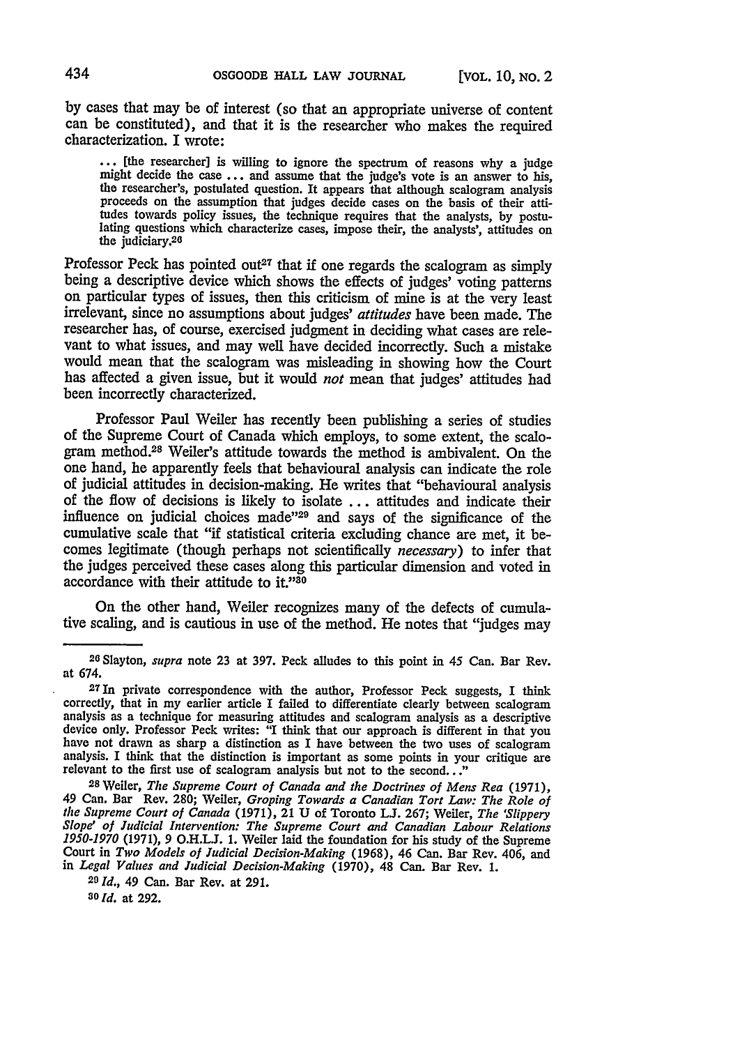by cases that may be of interest (so that an appropriate universe of content can be constituted), and that it is the researcher who makes the required characterization. I wrote:

> ... [the researcher] is willing to ignore the spectrum of reasons why a judge might decide the case ... and assume that the judge's vote is an answer to his, the researcher's, postulated question. It appears that although scalogram analysis proceeds on the assumption that judges decide cases on the basis of their attitudes towards policy issues, the technique requires that the analysts, by postulating questions which characterize cases, impose their, the analysts', attitudes on the judiciary.[26]

Professor Peck has pointed out[27] that if one regards the scalogram as simply being a descriptive device which shows the effects of judges' voting patterns on particular types of issues, then this criticism of mine is at the very least irrelevant, since no assumptions about judges' *attitudes* have been made. The researcher has, of course, exercised judgment in deciding what cases are relevant to what issues, and may well have decided incorrectly. Such a mistake would mean that the scalogram was misleading in showing how the Court has affected a given issue, but it would *not* mean that judges' attitudes had been incorrectly characterized.

Professor Paul Weiler has recently been publishing a series of studies of the Supreme Court of Canada which employs, to some extent, the scalogram method.[28] Weiler's attitude towards the method is ambivalent. On the one hand, he apparently feels that behavioural analysis can indicate the role of judicial attitudes in decision-making. He writes that "behavioural analysis of the flow of decisions is likely to isolate ... attitudes and indicate their influence on judicial choices made"[29] and says of the significance of the cumulative scale that "if statistical criteria excluding chance are met, it becomes legitimate (though perhaps not scientifically *necessary*) to infer that the judges perceived these cases along this particular dimension and voted in accordance with their attitude to it."[30]

On the other hand, Weiler recognizes many of the defects of cumulative scaling, and is cautious in use of the method. He notes that "judges may

---

[26] Slayton, *supra* note 23 at 397. Peck alludes to this point in 45 Can. Bar Rev. at 674.

[27] In private correspondence with the author, Professor Peck suggests, I think correctly, that in my earlier article I failed to differentiate clearly between scalogram analysis as a technique for measuring attitudes and scalogram analysis as a descriptive device only. Professor Peck writes: "I think that our approach is different in that you have not drawn as sharp a distinction as I have between the two uses of scalogram analysis. I think that the distinction is important as some points in your critique are relevant to the first use of scalogram analysis but not to the second..."

[28] Weiler, *The Supreme Court of Canada and the Doctrines of Mens Rea* (1971), 49 Can. Bar Rev. 280; Weiler, *Groping Towards a Canadian Tort Law: The Role of the Supreme Court of Canada* (1971), 21 U of Toronto L.J. 267; Weiler, *The 'Slippery Slope' of Judicial Intervention: The Supreme Court and Canadian Labour Relations 1950-1970* (1971), 9 O.H.L.J. 1. Weiler laid the foundation for his study of the Supreme Court in *Two Models of Judicial Decision-Making* (1968), 46 Can. Bar Rev. 406, and in *Legal Values and Judicial Decision-Making* (1970), 48 Can. Bar Rev. 1.

[29] *Id.*, 49 Can. Bar Rev. at 291.

[30] *Id.* at 292.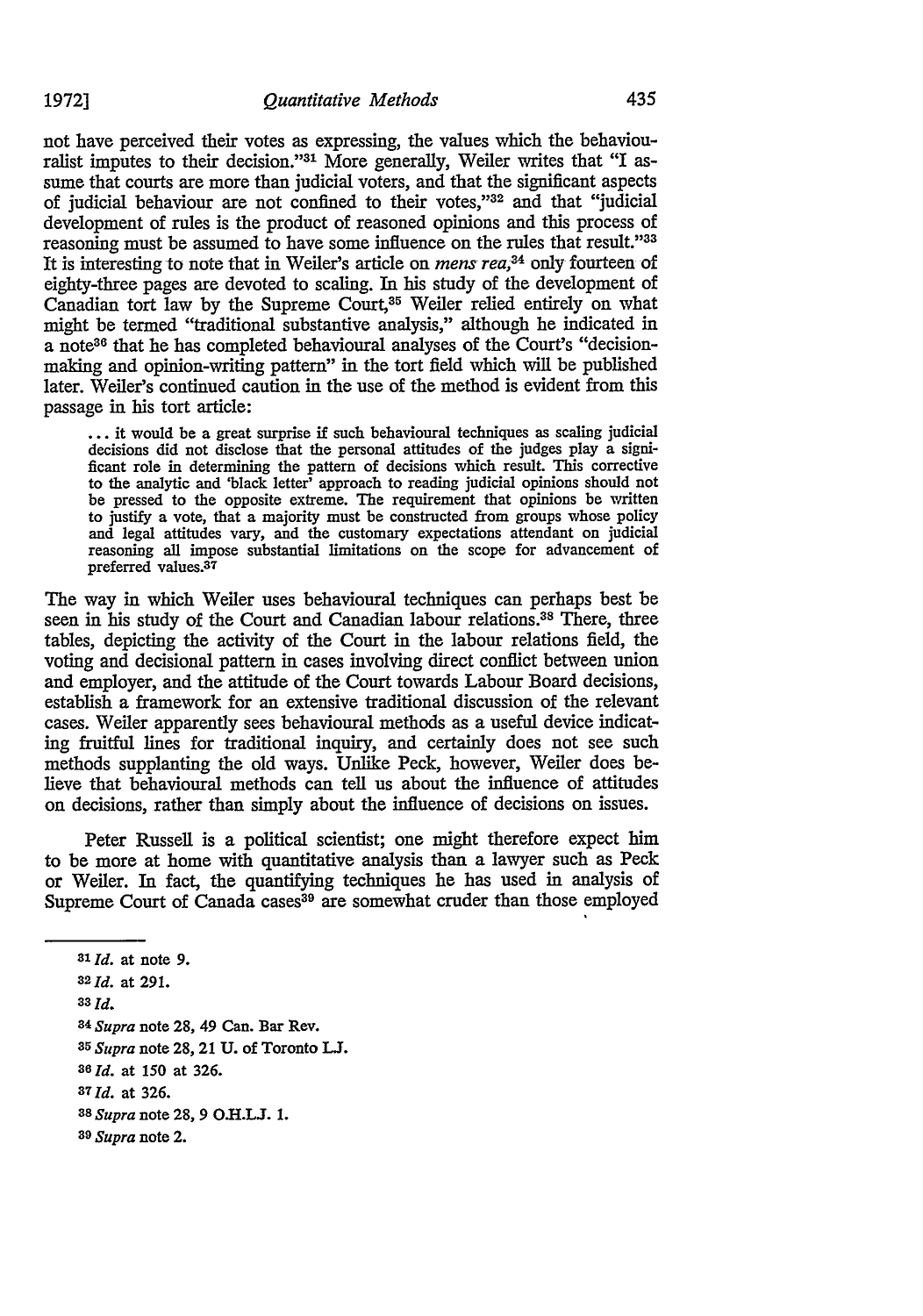not have perceived their votes as expressing, the values which the behaviouralist imputes to their decision."[31] More generally, Weiler writes that "I assume that courts are more than judicial voters, and that the significant aspects of judicial behaviour are not confined to their votes,"[32] and that "judicial development of rules is the product of reasoned opinions and this process of reasoning must be assumed to have some influence on the rules that result."[33] It is interesting to note that in Weiler's article on *mens rea*,[34] only fourteen of eighty-three pages are devoted to scaling. In his study of the development of Canadian tort law by the Supreme Court,[35] Weiler relied entirely on what might be termed "traditional substantive analysis," although he indicated in a note[36] that he has completed behavioural analyses of the Court's "decision-making and opinion-writing pattern" in the tort field which will be published later. Weiler's continued caution in the use of the method is evident from this passage in his tort article:

> ... it would be a great surprise if such behavioural techniques as scaling judicial decisions did not disclose that the personal attitudes of the judges play a significant role in determining the pattern of decisions which result. This corrective to the analytic and 'black letter' approach to reading judicial opinions should not be pressed to the opposite extreme. The requirement that opinions be written to justify a vote, that a majority must be constructed from groups whose policy and legal attitudes vary, and the customary expectations attendant on judicial reasoning all impose substantial limitations on the scope for advancement of preferred values.[37]

The way in which Weiler uses behavioural techniques can perhaps best be seen in his study of the Court and Canadian labour relations.[38] There, three tables, depicting the activity of the Court in the labour relations field, the voting and decisional pattern in cases involving direct conflict between union and employer, and the attitude of the Court towards Labour Board decisions, establish a framework for an extensive traditional discussion of the relevant cases. Weiler apparently sees behavioural methods as a useful device indicating fruitful lines for traditional inquiry, and certainly does not see such methods supplanting the old ways. Unlike Peck, however, Weiler does believe that behavioural methods can tell us about the influence of attitudes on decisions, rather than simply about the influence of decisions on issues.

Peter Russell is a political scientist; one might therefore expect him to be more at home with quantitative analysis than a lawyer such as Peck or Weiler. In fact, the quantifying techniques he has used in analysis of Supreme Court of Canada cases[39] are somewhat cruder than those employed

---

[31] *Id.* at note 9.

[32] *Id.* at 291.

[33] *Id.*

[34] *Supra* note 28, 49 Can. Bar Rev.

[35] *Supra* note 28, 21 U. of Toronto L.J.

[36] *Id.* at 150 at 326.

[37] *Id.* at 326.

[38] *Supra* note 28, 9 O.H.L.J. 1.

[39] *Supra* note 2.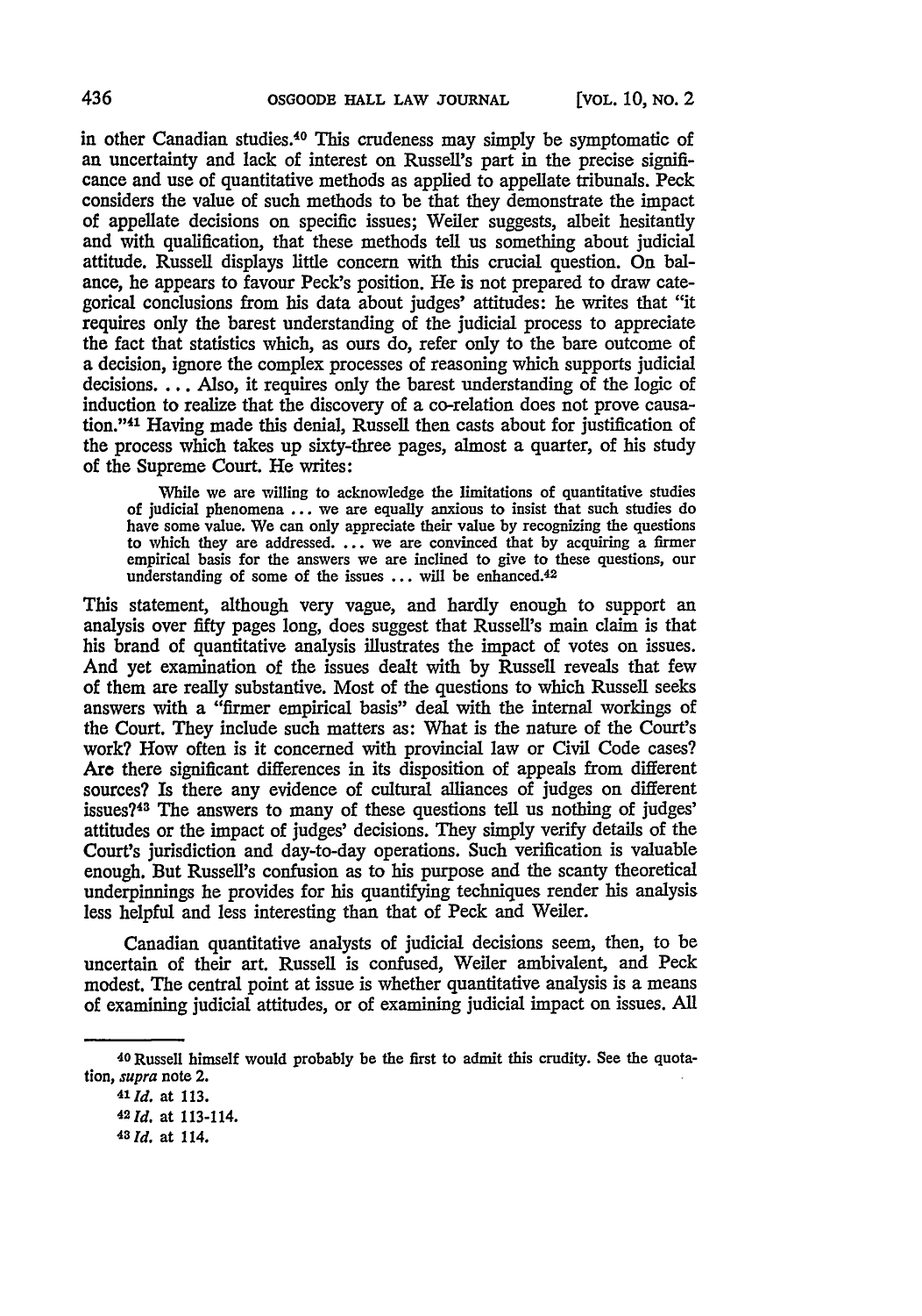in other Canadian studies.[40] This crudeness may simply be symptomatic of an uncertainty and lack of interest on Russell's part in the precise significance and use of quantitative methods as applied to appellate tribunals. Peck considers the value of such methods to be that they demonstrate the impact of appellate decisions on specific issues; Weiler suggests, albeit hesitantly and with qualification, that these methods tell us something about judicial attitude. Russell displays little concern with this crucial question. On balance, he appears to favour Peck's position. He is not prepared to draw categorical conclusions from his data about judges' attitudes: he writes that "it requires only the barest understanding of the judicial process to appreciate the fact that statistics which, as ours do, refer only to the bare outcome of a decision, ignore the complex processes of reasoning which supports judicial decisions. ... Also, it requires only the barest understanding of the logic of induction to realize that the discovery of a co-relation does not prove causation."[41] Having made this denial, Russell then casts about for justification of the process which takes up sixty-three pages, almost a quarter, of his study of the Supreme Court. He writes:

> While we are willing to acknowledge the limitations of quantitative studies of judicial phenomena ... we are equally anxious to insist that such studies do have some value. We can only appreciate their value by recognizing the questions to which they are addressed. ... we are convinced that by acquiring a firmer empirical basis for the answers we are inclined to give to these questions, our understanding of some of the issues ... will be enhanced.[42]

This statement, although very vague, and hardly enough to support an analysis over fifty pages long, does suggest that Russell's main claim is that his brand of quantitative analysis illustrates the impact of votes on issues. And yet examination of the issues dealt with by Russell reveals that few of them are really substantive. Most of the questions to which Russell seeks answers with a "firmer empirical basis" deal with the internal workings of the Court. They include such matters as: What is the nature of the Court's work? How often is it concerned with provincial law or Civil Code cases? Are there significant differences in its disposition of appeals from different sources? Is there any evidence of cultural alliances of judges on different issues?[43] The answers to many of these questions tell us nothing of judges' attitudes or the impact of judges' decisions. They simply verify details of the Court's jurisdiction and day-to-day operations. Such verification is valuable enough. But Russell's confusion as to his purpose and the scanty theoretical underpinnings he provides for his quantifying techniques render his analysis less helpful and less interesting than that of Peck and Weiler.

Canadian quantitative analysts of judicial decisions seem, then, to be uncertain of their art. Russell is confused, Weiler ambivalent, and Peck modest. The central point at issue is whether quantitative analysis is a means of examining judicial attitudes, or of examining judicial impact on issues. All

---

[40] Russell himself would probably be the first to admit this crudity. See the quotation, *supra* note 2.

[41] *Id.* at 113.

[42] *Id.* at 113-114.

[43] *Id.* at 114.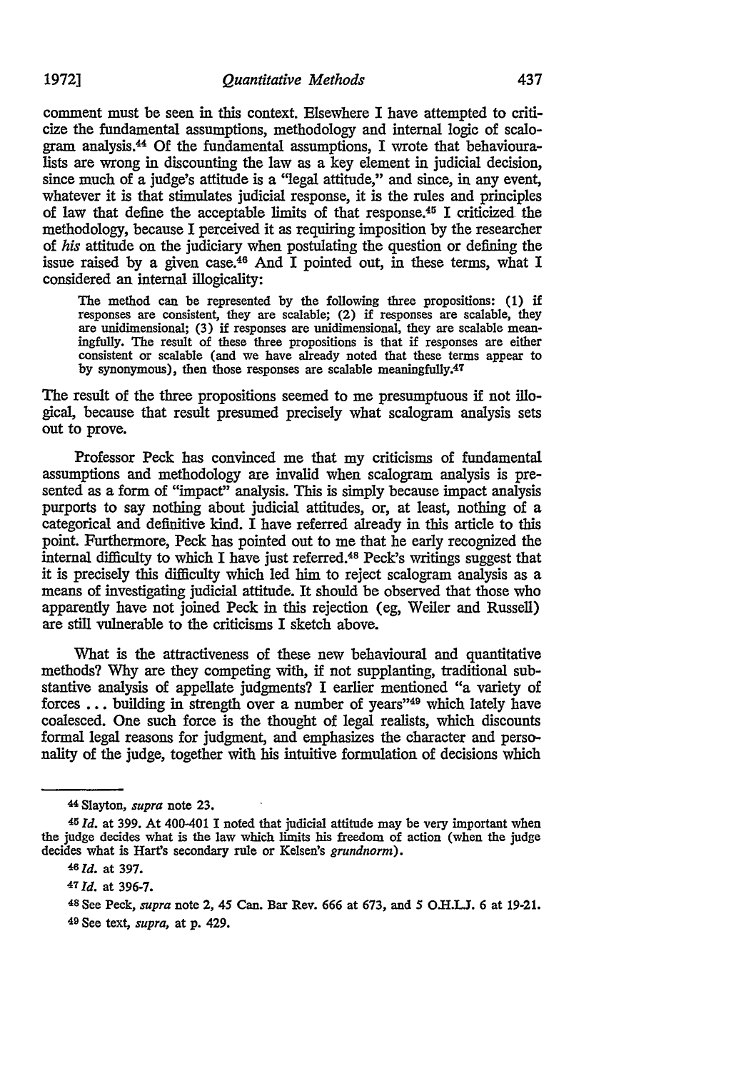comment must be seen in this context. Elsewhere I have attempted to criticize the fundamental assumptions, methodology and internal logic of scalogram analysis.[44] Of the fundamental assumptions, I wrote that behaviouralists are wrong in discounting the law as a key element in judicial decision, since much of a judge's attitude is a "legal attitude," and since, in any event, whatever it is that stimulates judicial response, it is the rules and principles of law that define the acceptable limits of that response.[45] I criticized the methodology, because I perceived it as requiring imposition by the researcher of *his* attitude on the judiciary when postulating the question or defining the issue raised by a given case.[46] And I pointed out, in these terms, what I considered an internal illogicality:

> The method can be represented by the following three propositions: (1) if responses are consistent, they are scalable; (2) if responses are scalable, they are unidimensional; (3) if responses are unidimensional, they are scalable meaningfully. The result of these three propositions is that if responses are either consistent or scalable (and we have already noted that these terms appear to by synonymous), then those responses are scalable meaningfully.[47]

The result of the three propositions seemed to me presumptuous if not illogical, because that result presumed precisely what scalogram analysis sets out to prove.

Professor Peck has convinced me that my criticisms of fundamental assumptions and methodology are invalid when scalogram analysis is presented as a form of "impact" analysis. This is simply because impact analysis purports to say nothing about judicial attitudes, or, at least, nothing of a categorical and definitive kind. I have referred already in this article to this point. Furthermore, Peck has pointed out to me that he early recognized the internal difficulty to which I have just referred.[48] Peck's writings suggest that it is precisely this difficulty which led him to reject scalogram analysis as a means of investigating judicial attitude. It should be observed that those who apparently have not joined Peck in this rejection (eg, Weiler and Russell) are still vulnerable to the criticisms I sketch above.

What is the attractiveness of these new behavioural and quantitative methods? Why are they competing with, if not supplanting, traditional substantive analysis of appellate judgments? I earlier mentioned "a variety of forces ... building in strength over a number of years"[49] which lately have coalesced. One such force is the thought of legal realists, which discounts formal legal reasons for judgment, and emphasizes the character and personality of the judge, together with his intuitive formulation of decisions which

---

[44] Slayton, *supra* note 23.

[45] *Id.* at 399. At 400-401 I noted that judicial attitude may be very important when the judge decides what is the law which limits his freedom of action (when the judge decides what is Hart's secondary rule or Kelsen's *grundnorm*).

[46] *Id.* at 397.

[47] *Id.* at 396-7.

[48] See Peck, *supra* note 2, 45 Can. Bar Rev. 666 at 673, and 5 O.H.L.J. 6 at 19-21.

[49] See text, *supra*, at p. 429.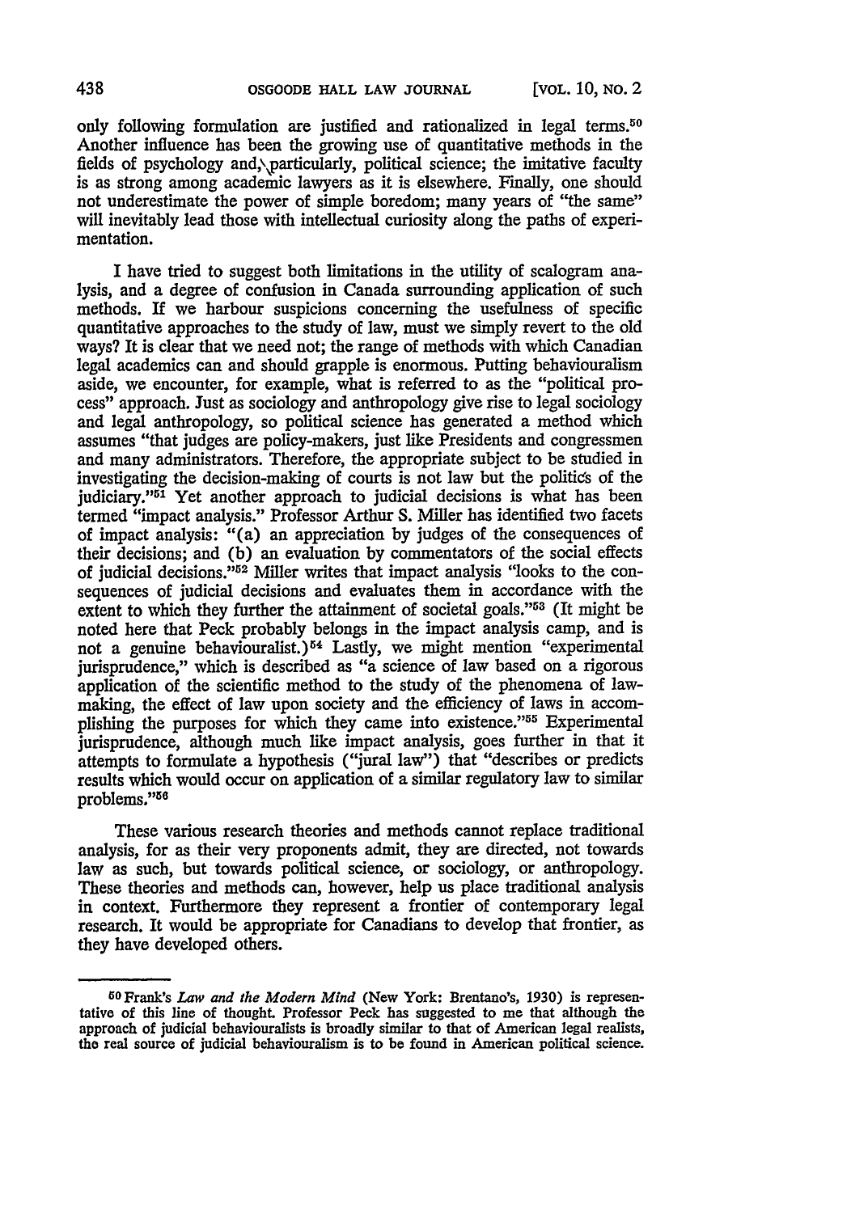only following formulation are justified and rationalized in legal terms.[50] Another influence has been the growing use of quantitative methods in the fields of psychology and, particularly, political science; the imitative faculty is as strong among academic lawyers as it is elsewhere. Finally, one should not underestimate the power of simple boredom; many years of "the same" will inevitably lead those with intellectual curiosity along the paths of experimentation.

I have tried to suggest both limitations in the utility of scalogram analysis, and a degree of confusion in Canada surrounding application of such methods. If we harbour suspicions concerning the usefulness of specific quantitative approaches to the study of law, must we simply revert to the old ways? It is clear that we need not; the range of methods with which Canadian legal academics can and should grapple is enormous. Putting behaviouralism aside, we encounter, for example, what is referred to as the "political process" approach. Just as sociology and anthropology give rise to legal sociology and legal anthropology, so political science has generated a method which assumes "that judges are policy-makers, just like Presidents and congressmen and many administrators. Therefore, the appropriate subject to be studied in investigating the decision-making of courts is not law but the politics of the judiciary."[51] Yet another approach to judicial decisions is what has been termed "impact analysis." Professor Arthur S. Miller has identified two facets of impact analysis: "(a) an appreciation by judges of the consequences of their decisions; and (b) an evaluation by commentators of the social effects of judicial decisions."[52] Miller writes that impact analysis "looks to the consequences of judicial decisions and evaluates them in accordance with the extent to which they further the attainment of societal goals."[53] (It might be noted here that Peck probably belongs in the impact analysis camp, and is not a genuine behaviouralist.)[54] Lastly, we might mention "experimental jurisprudence," which is described as "a science of law based on a rigorous application of the scientific method to the study of the phenomena of lawmaking, the effect of law upon society and the efficiency of laws in accomplishing the purposes for which they came into existence."[55] Experimental jurisprudence, although much like impact analysis, goes further in that it attempts to formulate a hypothesis ("jural law") that "describes or predicts results which would occur on application of a similar regulatory law to similar problems."[56]

These various research theories and methods cannot replace traditional analysis, for as their very proponents admit, they are directed, not towards law as such, but towards political science, or sociology, or anthropology. These theories and methods can, however, help us place traditional analysis in context. Furthermore they represent a frontier of contemporary legal research. It would be appropriate for Canadians to develop that frontier, as they have developed others.

---

[50] Frank's *Law and the Modern Mind* (New York: Brentano's, 1930) is representative of this line of thought. Professor Peck has suggested to me that although the approach of judicial behaviouralists is broadly similar to that of American legal realists, the real source of judicial behaviouralism is to be found in American political science.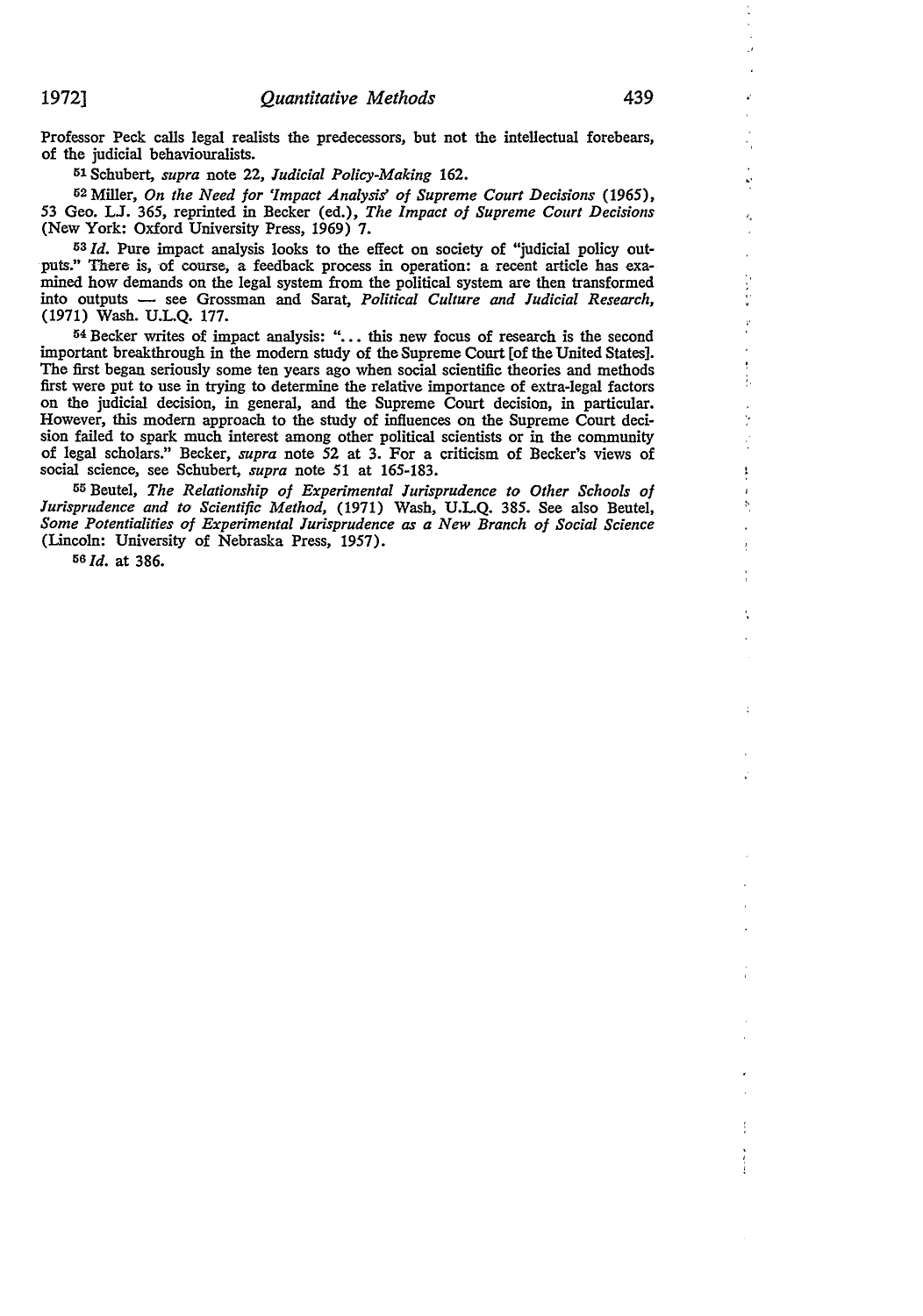Professor Peck calls legal realists the predecessors, but not the intellectual forebears, of the judicial behaviouralists.

[51] Schubert, *supra* note 22, *Judicial Policy-Making* 162.

[52] Miller, *On the Need for 'Impact Analysis' of Supreme Court Decisions* (1965), 53 Geo. L.J. 365, reprinted in Becker (ed.), *The Impact of Supreme Court Decisions* (New York: Oxford University Press, 1969) 7.

[53] *Id.* Pure impact analysis looks to the effect on society of "judicial policy outputs." There is, of course, a feedback process in operation: a recent article has examined how demands on the legal system from the political system are then transformed into outputs — see Grossman and Sarat, *Political Culture and Judicial Research*, (1971) Wash. U.L.Q. 177.

[54] Becker writes of impact analysis: "... this new focus of research is the second important breakthrough in the modern study of the Supreme Court [of the United States]. The first began seriously some ten years ago when social scientific theories and methods first were put to use in trying to determine the relative importance of extra-legal factors on the judicial decision, in general, and the Supreme Court decision, in particular. However, this modern approach to the study of influences on the Supreme Court decision failed to spark much interest among other political scientists or in the community of legal scholars." Becker, *supra* note 52 at 3. For a criticism of Becker's views of social science, see Schubert, *supra* note 51 at 165-183.

[55] Beutel, *The Relationship of Experimental Jurisprudence to Other Schools of Jurisprudence and to Scientific Method*, (1971) Wash. U.L.Q. 385. See also Beutel, *Some Potentialities of Experimental Jurisprudence as a New Branch of Social Science* (Lincoln: University of Nebraska Press, 1957).

[56] *Id.* at 386.